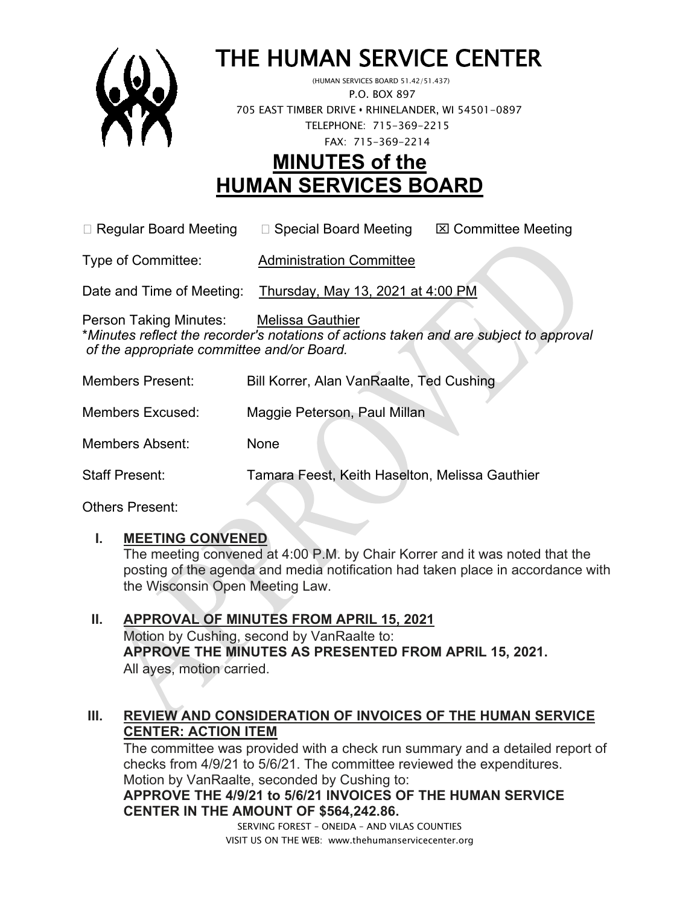# THE HUMAN SERVICE CENTER

(HUMAN SERVICES BOARD 51.42/51.437)
P.O. BOX 897
705 EAST TIMBER DRIVE • RHINELANDER, WI 54501-0897
TELEPHONE: 715-369-2215
FAX: 715-369-2214

# MINUTES of the HUMAN SERVICES BOARD

☐ Regular Board Meeting ☐ Special Board Meeting ☒ Committee Meeting

Type of Committee: Administration Committee

Date and Time of Meeting: Thursday, May 13, 2021 at 4:00 PM

Person Taking Minutes: Melissa Gauthier
**Minutes reflect the recorder's notations of actions taken and are subject to approval of the appropriate committee and/or Board.*

Members Present: Bill Korrer, Alan VanRaalte, Ted Cushing

Members Excused: Maggie Peterson, Paul Millan

Members Absent: None

Staff Present: Tamara Feest, Keith Haselton, Melissa Gauthier

Others Present:

## I. MEETING CONVENED

The meeting convened at 4:00 P.M. by Chair Korrer and it was noted that the posting of the agenda and media notification had taken place in accordance with the Wisconsin Open Meeting Law.

## II. APPROVAL OF MINUTES FROM APRIL 15, 2021

Motion by Cushing, second by VanRaalte to:
**APPROVE THE MINUTES AS PRESENTED FROM APRIL 15, 2021.**
All ayes, motion carried.

## III. REVIEW AND CONSIDERATION OF INVOICES OF THE HUMAN SERVICE CENTER: ACTION ITEM

The committee was provided with a check run summary and a detailed report of checks from 4/9/21 to 5/6/21. The committee reviewed the expenditures.
Motion by VanRaalte, seconded by Cushing to:
**APPROVE THE 4/9/21 to 5/6/21 INVOICES OF THE HUMAN SERVICE CENTER IN THE AMOUNT OF $564,242.86.**

SERVING FOREST – ONEIDA – AND VILAS COUNTIES
VISIT US ON THE WEB: www.thehumanservicecenter.org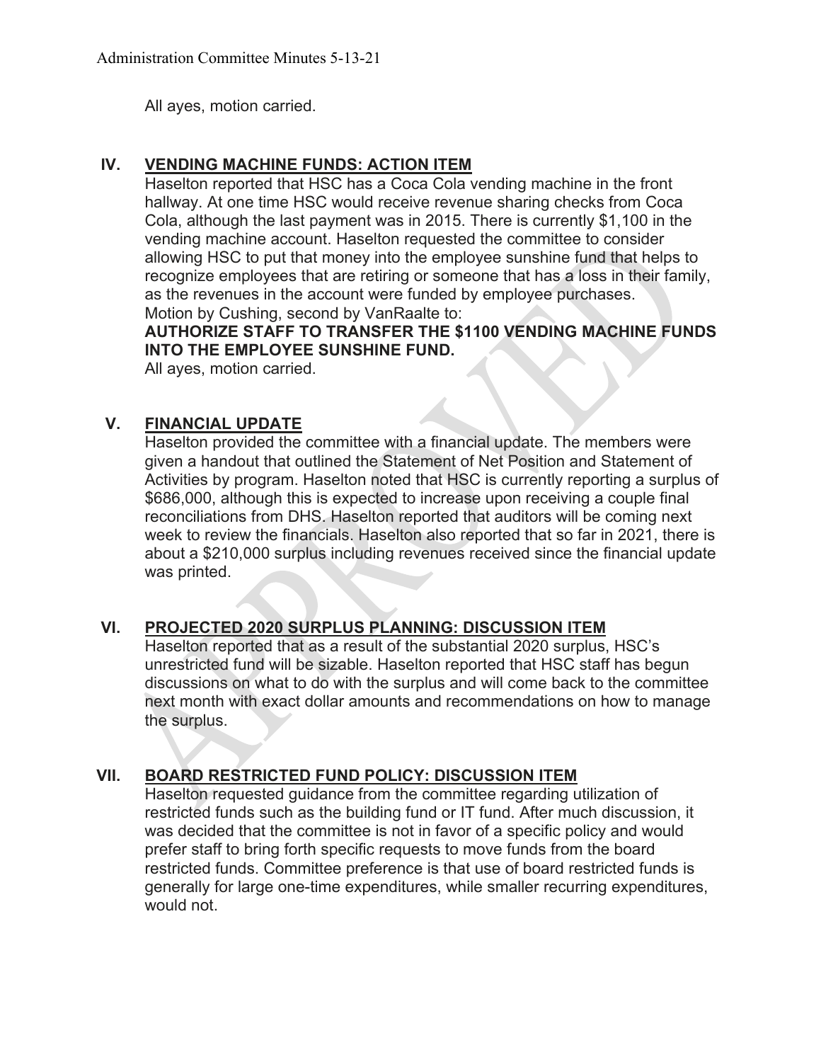All ayes, motion carried.

## IV. VENDING MACHINE FUNDS: ACTION ITEM

Haselton reported that HSC has a Coca Cola vending machine in the front hallway. At one time HSC would receive revenue sharing checks from Coca Cola, although the last payment was in 2015. There is currently $1,100 in the vending machine account. Haselton requested the committee to consider allowing HSC to put that money into the employee sunshine fund that helps to recognize employees that are retiring or someone that has a loss in their family, as the revenues in the account were funded by employee purchases.
Motion by Cushing, second by VanRaalte to:

**AUTHORIZE STAFF TO TRANSFER THE $1100 VENDING MACHINE FUNDS INTO THE EMPLOYEE SUNSHINE FUND.**

All ayes, motion carried.

## V. FINANCIAL UPDATE

Haselton provided the committee with a financial update. The members were given a handout that outlined the Statement of Net Position and Statement of Activities by program. Haselton noted that HSC is currently reporting a surplus of $686,000, although this is expected to increase upon receiving a couple final reconciliations from DHS. Haselton reported that auditors will be coming next week to review the financials. Haselton also reported that so far in 2021, there is about a $210,000 surplus including revenues received since the financial update was printed.

## VI. PROJECTED 2020 SURPLUS PLANNING: DISCUSSION ITEM

Haselton reported that as a result of the substantial 2020 surplus, HSC's unrestricted fund will be sizable. Haselton reported that HSC staff has begun discussions on what to do with the surplus and will come back to the committee next month with exact dollar amounts and recommendations on how to manage the surplus.

## VII. BOARD RESTRICTED FUND POLICY: DISCUSSION ITEM

Haselton requested guidance from the committee regarding utilization of restricted funds such as the building fund or IT fund. After much discussion, it was decided that the committee is not in favor of a specific policy and would prefer staff to bring forth specific requests to move funds from the board restricted funds. Committee preference is that use of board restricted funds is generally for large one-time expenditures, while smaller recurring expenditures, would not.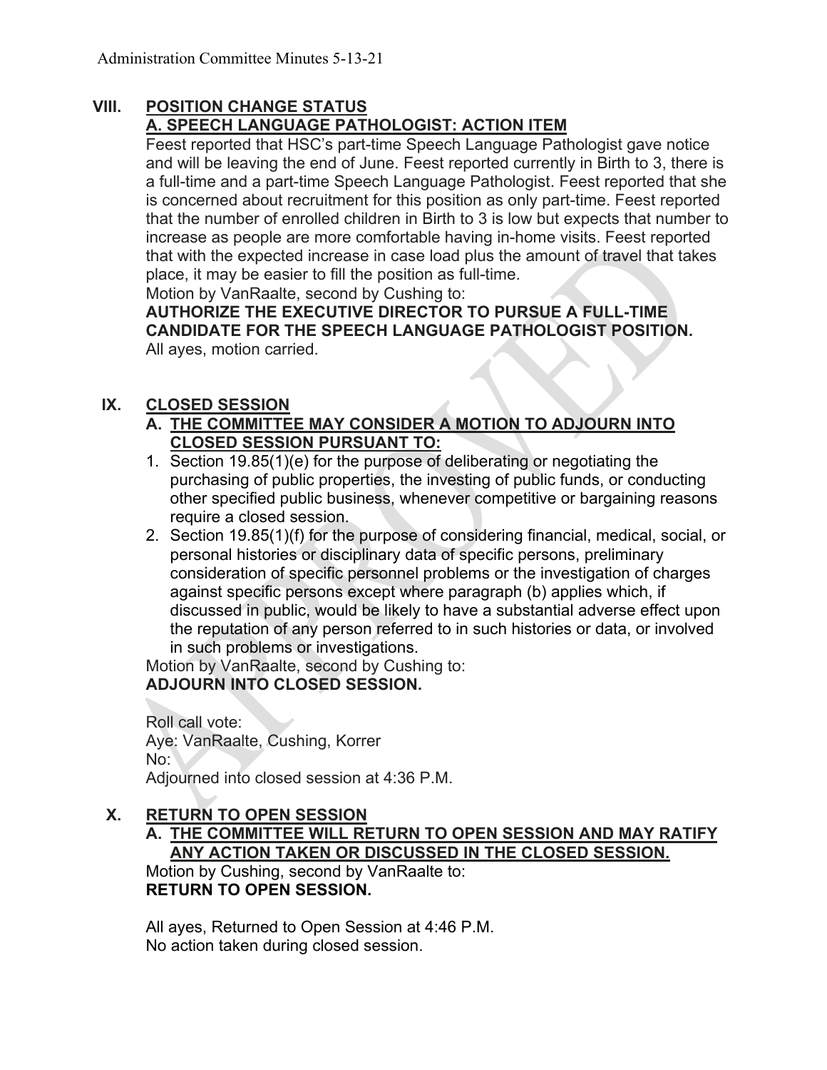## VIII. POSITION CHANGE STATUS

### A. SPEECH LANGUAGE PATHOLOGIST: ACTION ITEM

Feest reported that HSC's part-time Speech Language Pathologist gave notice and will be leaving the end of June. Feest reported currently in Birth to 3, there is a full-time and a part-time Speech Language Pathologist. Feest reported that she is concerned about recruitment for this position as only part-time. Feest reported that the number of enrolled children in Birth to 3 is low but expects that number to increase as people are more comfortable having in-home visits. Feest reported that with the expected increase in case load plus the amount of travel that takes place, it may be easier to fill the position as full-time.

Motion by VanRaalte, second by Cushing to:

**AUTHORIZE THE EXECUTIVE DIRECTOR TO PURSUE A FULL-TIME CANDIDATE FOR THE SPEECH LANGUAGE PATHOLOGIST POSITION.**

All ayes, motion carried.

## IX. CLOSED SESSION

### A. THE COMMITTEE MAY CONSIDER A MOTION TO ADJOURN INTO CLOSED SESSION PURSUANT TO:

1. Section 19.85(1)(e) for the purpose of deliberating or negotiating the purchasing of public properties, the investing of public funds, or conducting other specified public business, whenever competitive or bargaining reasons require a closed session.
2. Section 19.85(1)(f) for the purpose of considering financial, medical, social, or personal histories or disciplinary data of specific persons, preliminary consideration of specific personnel problems or the investigation of charges against specific persons except where paragraph (b) applies which, if discussed in public, would be likely to have a substantial adverse effect upon the reputation of any person referred to in such histories or data, or involved in such problems or investigations.

Motion by VanRaalte, second by Cushing to:

**ADJOURN INTO CLOSED SESSION.**

Roll call vote:
Aye: VanRaalte, Cushing, Korrer
No:
Adjourned into closed session at 4:36 P.M.

## X. RETURN TO OPEN SESSION

### A. THE COMMITTEE WILL RETURN TO OPEN SESSION AND MAY RATIFY ANY ACTION TAKEN OR DISCUSSED IN THE CLOSED SESSION.

Motion by Cushing, second by VanRaalte to:

**RETURN TO OPEN SESSION.**

All ayes, Returned to Open Session at 4:46 P.M.
No action taken during closed session.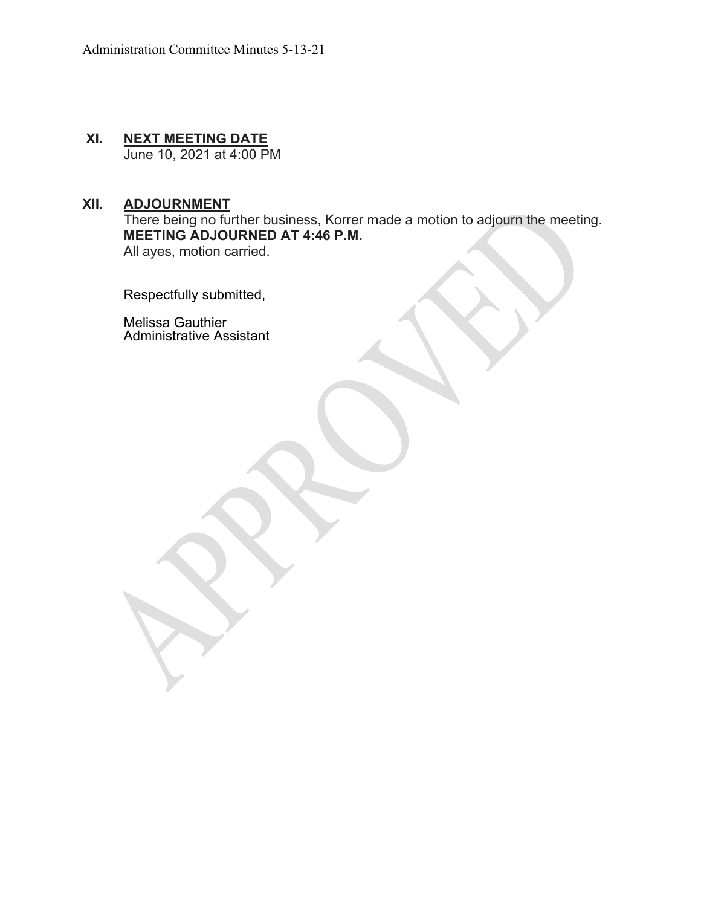## XI. NEXT MEETING DATE

June 10, 2021 at 4:00 PM

## XII. ADJOURNMENT

There being no further business, Korrer made a motion to adjourn the meeting.
**MEETING ADJOURNED AT 4:46 P.M.**
All ayes, motion carried.

Respectfully submitted,

Melissa Gauthier
Administrative Assistant